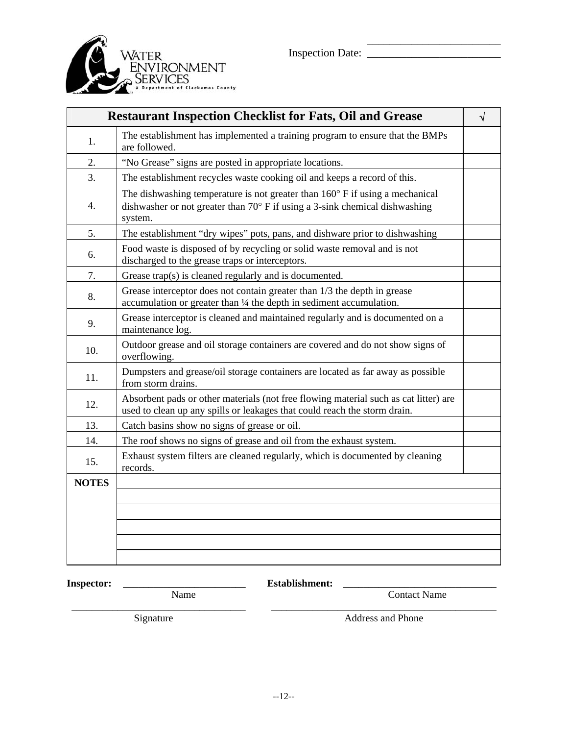Water Environment Services
A Department of Clackamas County

Inspection Date: ________________________

| Restaurant Inspection Checklist for Fats, Oil and Grease | | √ |
|---|---|---|
| 1. | The establishment has implemented a training program to ensure that the BMPs are followed. | |
| 2. | "No Grease" signs are posted in appropriate locations. | |
| 3. | The establishment recycles waste cooking oil and keeps a record of this. | |
| 4. | The dishwashing temperature is not greater than 160° F if using a mechanical dishwasher or not greater than 70° F if using a 3-sink chemical dishwashing system. | |
| 5. | The establishment "dry wipes" pots, pans, and dishware prior to dishwashing | |
| 6. | Food waste is disposed of by recycling or solid waste removal and is not discharged to the grease traps or interceptors. | |
| 7. | Grease trap(s) is cleaned regularly and is documented. | |
| 8. | Grease interceptor does not contain greater than 1/3 the depth in grease accumulation or greater than ¼ the depth in sediment accumulation. | |
| 9. | Grease interceptor is cleaned and maintained regularly and is documented on a maintenance log. | |
| 10. | Outdoor grease and oil storage containers are covered and do not show signs of overflowing. | |
| 11. | Dumpsters and grease/oil storage containers are located as far away as possible from storm drains. | |
| 12. | Absorbent pads or other materials (not free flowing material such as cat litter) are used to clean up any spills or leakages that could reach the storm drain. | |
| 13. | Catch basins show no signs of grease or oil. | |
| 14. | The roof shows no signs of grease and oil from the exhaust system. | |
| 15. | Exhaust system filters are cleaned regularly, which is documented by cleaning records. | |
| **NOTES** | | |
| | | |
| | | |
| | | |
| | | |
| | | |

**Inspector:** ________________________
Name

________________________
Signature

**Establishment:** ________________________
Contact Name

________________________
Address and Phone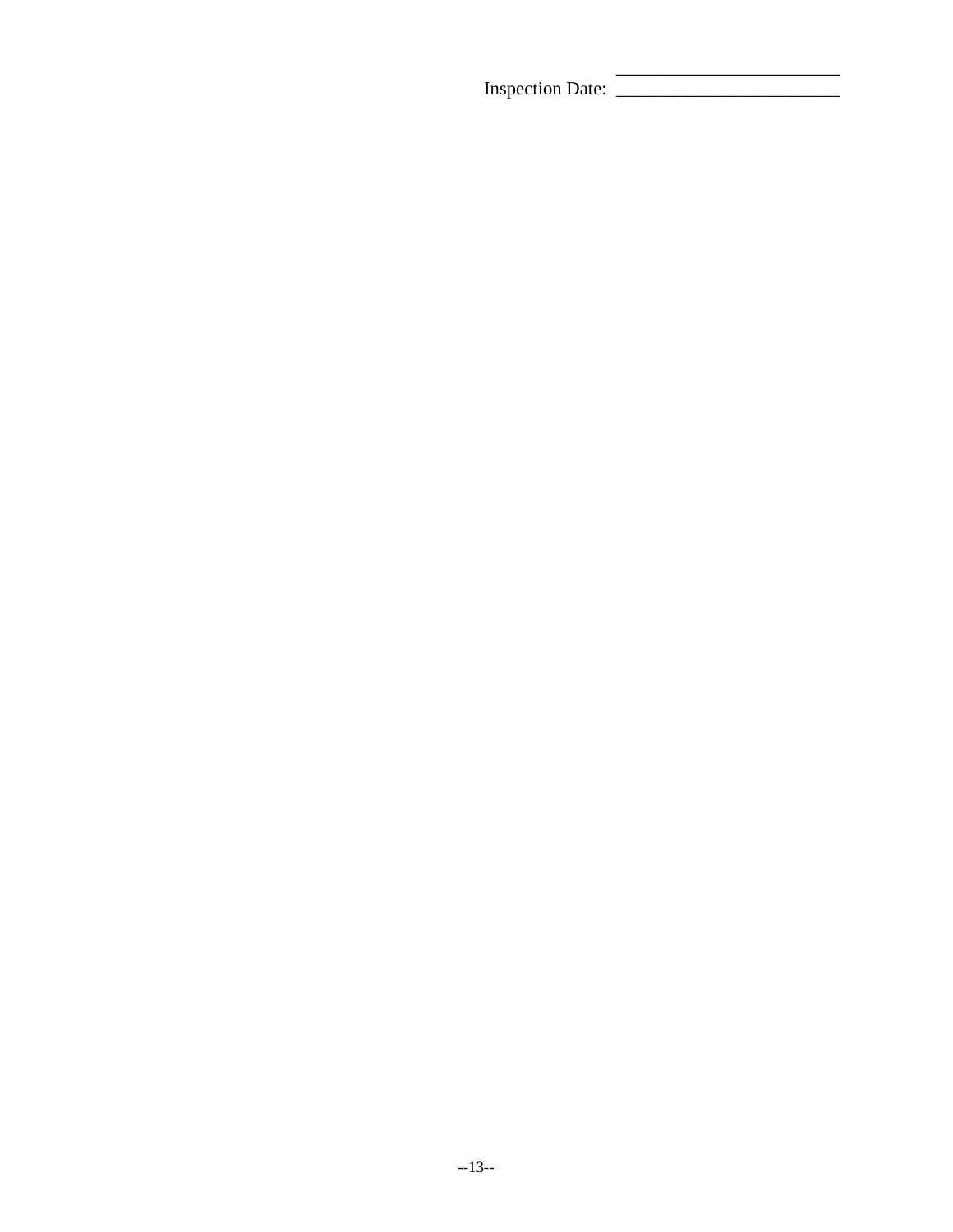\_\_\_\_\_\_\_\_\_\_\_\_\_\_\_\_\_\_\_\_\_\_\_\_\_

Inspection Date: \_\_\_\_\_\_\_\_\_\_\_\_\_\_\_\_\_\_\_\_\_\_\_\_\_